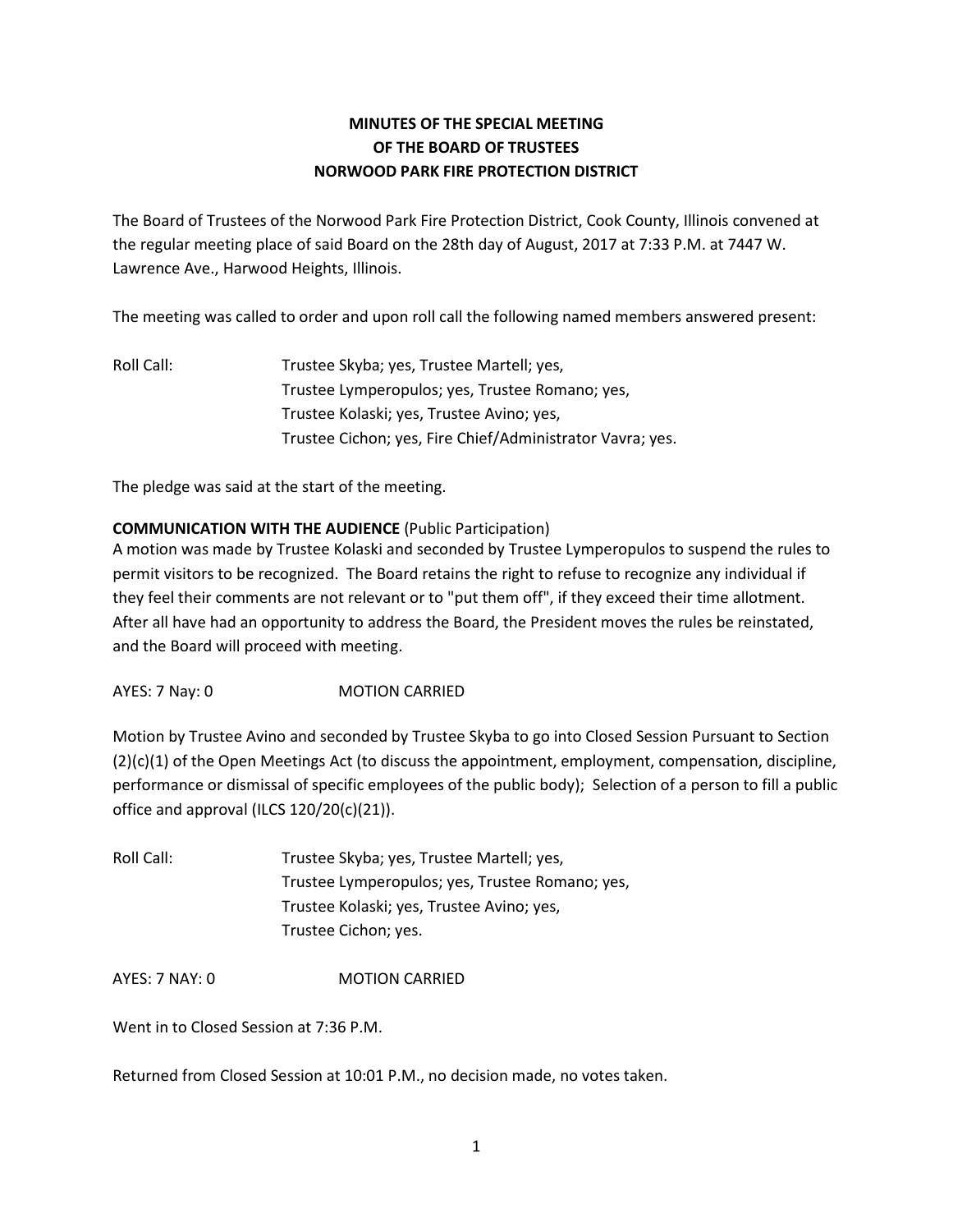# MINUTES OF THE SPECIAL MEETING
# OF THE BOARD OF TRUSTEES
# NORWOOD PARK FIRE PROTECTION DISTRICT

The Board of Trustees of the Norwood Park Fire Protection District, Cook County, Illinois convened at the regular meeting place of said Board on the 28th day of August, 2017 at 7:33 P.M. at 7447 W. Lawrence Ave., Harwood Heights, Illinois.

The meeting was called to order and upon roll call the following named members answered present:

Roll Call: Trustee Skyba; yes, Trustee Martell; yes,
Trustee Lymperopulos; yes, Trustee Romano; yes,
Trustee Kolaski; yes, Trustee Avino; yes,
Trustee Cichon; yes, Fire Chief/Administrator Vavra; yes.

The pledge was said at the start of the meeting.

**COMMUNICATION WITH THE AUDIENCE** (Public Participation)
A motion was made by Trustee Kolaski and seconded by Trustee Lymperopulos to suspend the rules to permit visitors to be recognized. The Board retains the right to refuse to recognize any individual if they feel their comments are not relevant or to "put them off", if they exceed their time allotment. After all have had an opportunity to address the Board, the President moves the rules be reinstated, and the Board will proceed with meeting.

AYES: 7 Nay: 0 MOTION CARRIED

Motion by Trustee Avino and seconded by Trustee Skyba to go into Closed Session Pursuant to Section (2)(c)(1) of the Open Meetings Act (to discuss the appointment, employment, compensation, discipline, performance or dismissal of specific employees of the public body); Selection of a person to fill a public office and approval (ILCS 120/20(c)(21)).

Roll Call: Trustee Skyba; yes, Trustee Martell; yes,
Trustee Lymperopulos; yes, Trustee Romano; yes,
Trustee Kolaski; yes, Trustee Avino; yes,
Trustee Cichon; yes.

AYES: 7 NAY: 0 MOTION CARRIED

Went in to Closed Session at 7:36 P.M.

Returned from Closed Session at 10:01 P.M., no decision made, no votes taken.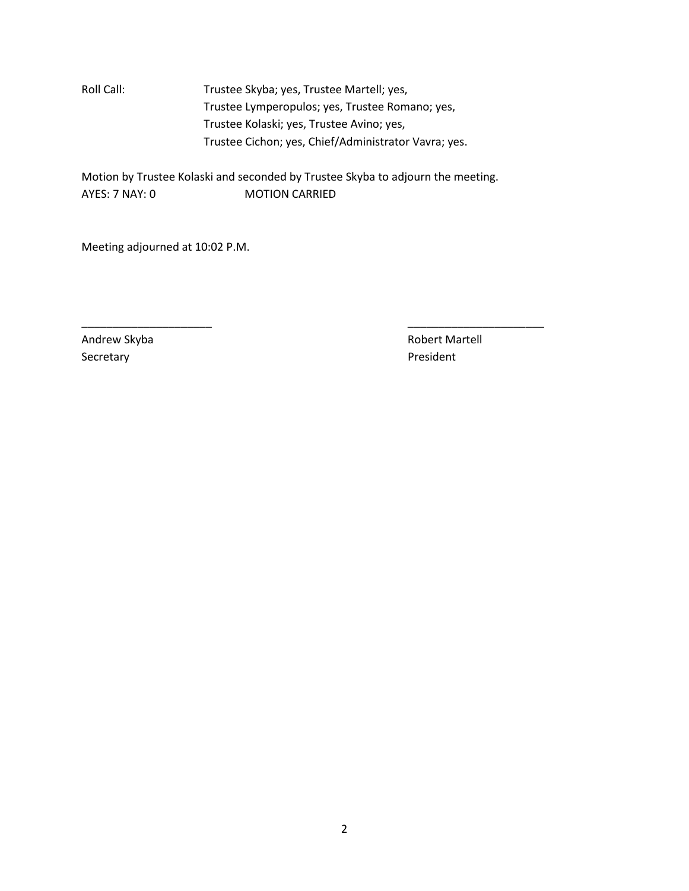Roll Call: Trustee Skyba; yes, Trustee Martell; yes,
Trustee Lymperopulos; yes, Trustee Romano; yes,
Trustee Kolaski; yes, Trustee Avino; yes,
Trustee Cichon; yes, Chief/Administrator Vavra; yes.

Motion by Trustee Kolaski and seconded by Trustee Skyba to adjourn the meeting.
AYES: 7 NAY: 0 MOTION CARRIED

Meeting adjourned at 10:02 P.M.

| | |
|---|---|
| _____________________ | _____________________ |
| Andrew Skyba | Robert Martell |
| Secretary | President |